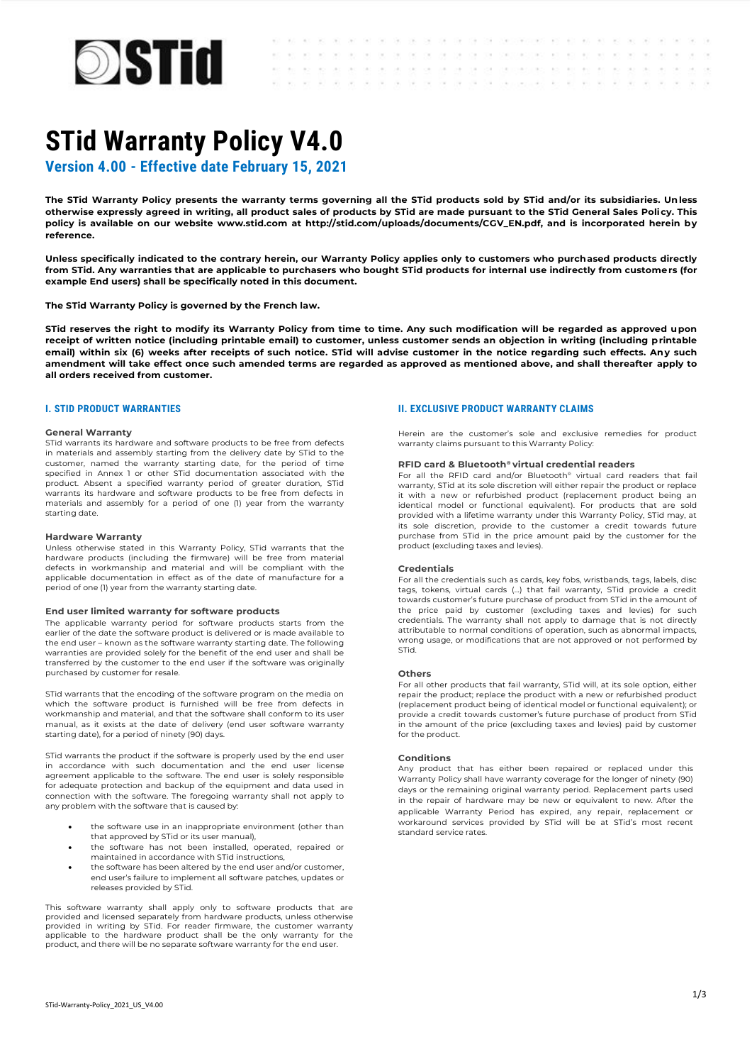# STid Warranty Policy V4.0

## Version 4.00 - Effective date February 15, 2021

**The STid Warranty Policy presents the warranty terms governing all the STid products sold by STid and/or its subsidiaries. Unless otherwise expressly agreed in writing, all product sales of products by STid are made pursuant to the STid General Sales Policy. This policy is available on our website www.stid.com at http://stid.com/uploads/documents/CGV_EN.pdf, and is incorporated herein by reference.**

**Unless specifically indicated to the contrary herein, our Warranty Policy applies only to customers who purchased products directly from STid. Any warranties that are applicable to purchasers who bought STid products for internal use indirectly from customers (for example End users) shall be specifically noted in this document.**

**The STid Warranty Policy is governed by the French law.**

**STid reserves the right to modify its Warranty Policy from time to time. Any such modification will be regarded as approved upon receipt of written notice (including printable email) to customer, unless customer sends an objection in writing (including printable email) within six (6) weeks after receipts of such notice. STid will advise customer in the notice regarding such effects. Any such amendment will take effect once such amended terms are regarded as approved as mentioned above, and shall thereafter apply to all orders received from customer.**

## I. STID PRODUCT WARRANTIES

### General Warranty

STid warrants its hardware and software products to be free from defects in materials and assembly starting from the delivery date by STid to the customer, named the warranty starting date, for the period of time specified in Annex 1 or other STid documentation associated with the product. Absent a specified warranty period of greater duration, STid warrants its hardware and software products to be free from defects in materials and assembly for a period of one (1) year from the warranty starting date.

### Hardware Warranty

Unless otherwise stated in this Warranty Policy, STid warrants that the hardware products (including the firmware) will be free from material defects in workmanship and material and will be compliant with the applicable documentation in effect as of the date of manufacture for a period of one (1) year from the warranty starting date.

### End user limited warranty for software products

The applicable warranty period for software products starts from the earlier of the date the software product is delivered or is made available to the end user – known as the software warranty starting date. The following warranties are provided solely for the benefit of the end user and shall be transferred by the customer to the end user if the software was originally purchased by customer for resale.

STid warrants that the encoding of the software program on the media on which the software product is furnished will be free from defects in workmanship and material, and that the software shall conform to its user manual, as it exists at the date of delivery (end user software warranty starting date), for a period of ninety (90) days.

STid warrants the product if the software is properly used by the end user in accordance with such documentation and the end user license agreement applicable to the software. The end user is solely responsible for adequate protection and backup of the equipment and data used in connection with the software. The foregoing warranty shall not apply to any problem with the software that is caused by:

- the software use in an inappropriate environment (other than that approved by STid or its user manual),
- the software has not been installed, operated, repaired or maintained in accordance with STid instructions,
- the software has been altered by the end user and/or customer, end user's failure to implement all software patches, updates or releases provided by STid.

This software warranty shall apply only to software products that are provided and licensed separately from hardware products, unless otherwise provided in writing by STid. For reader firmware, the customer warranty applicable to the hardware product shall be the only warranty for the product, and there will be no separate software warranty for the end user.

## II. EXCLUSIVE PRODUCT WARRANTY CLAIMS

Herein are the customer's sole and exclusive remedies for product warranty claims pursuant to this Warranty Policy:

### RFID card & Bluetooth® virtual credential readers

For all the RFID card and/or Bluetooth® virtual card readers that fail warranty, STid at its sole discretion will either repair the product or replace it with a new or refurbished product (replacement product being an identical model or functional equivalent). For products that are sold provided with a lifetime warranty under this Warranty Policy, STid may, at its sole discretion, provide to the customer a credit towards future purchase from STid in the price amount paid by the customer for the product (excluding taxes and levies).

### Credentials

For all the credentials such as cards, key fobs, wristbands, tags, labels, disc tags, tokens, virtual cards (…) that fail warranty, STid provide a credit towards customer's future purchase of product from STid in the amount of the price paid by customer (excluding taxes and levies) for such credentials. The warranty shall not apply to damage that is not directly attributable to normal conditions of operation, such as abnormal impacts, wrong usage, or modifications that are not approved or not performed by STid.

### Others

For all other products that fail warranty, STid will, at its sole option, either repair the product; replace the product with a new or refurbished product (replacement product being of identical model or functional equivalent); or provide a credit towards customer's future purchase of product from STid in the amount of the price (excluding taxes and levies) paid by customer for the product.

### Conditions

Any product that has either been repaired or replaced under this Warranty Policy shall have warranty coverage for the longer of ninety (90) days or the remaining original warranty period. Replacement parts used in the repair of hardware may be new or equivalent to new. After the applicable Warranty Period has expired, any repair, replacement or workaround services provided by STid will be at STid's most recent standard service rates.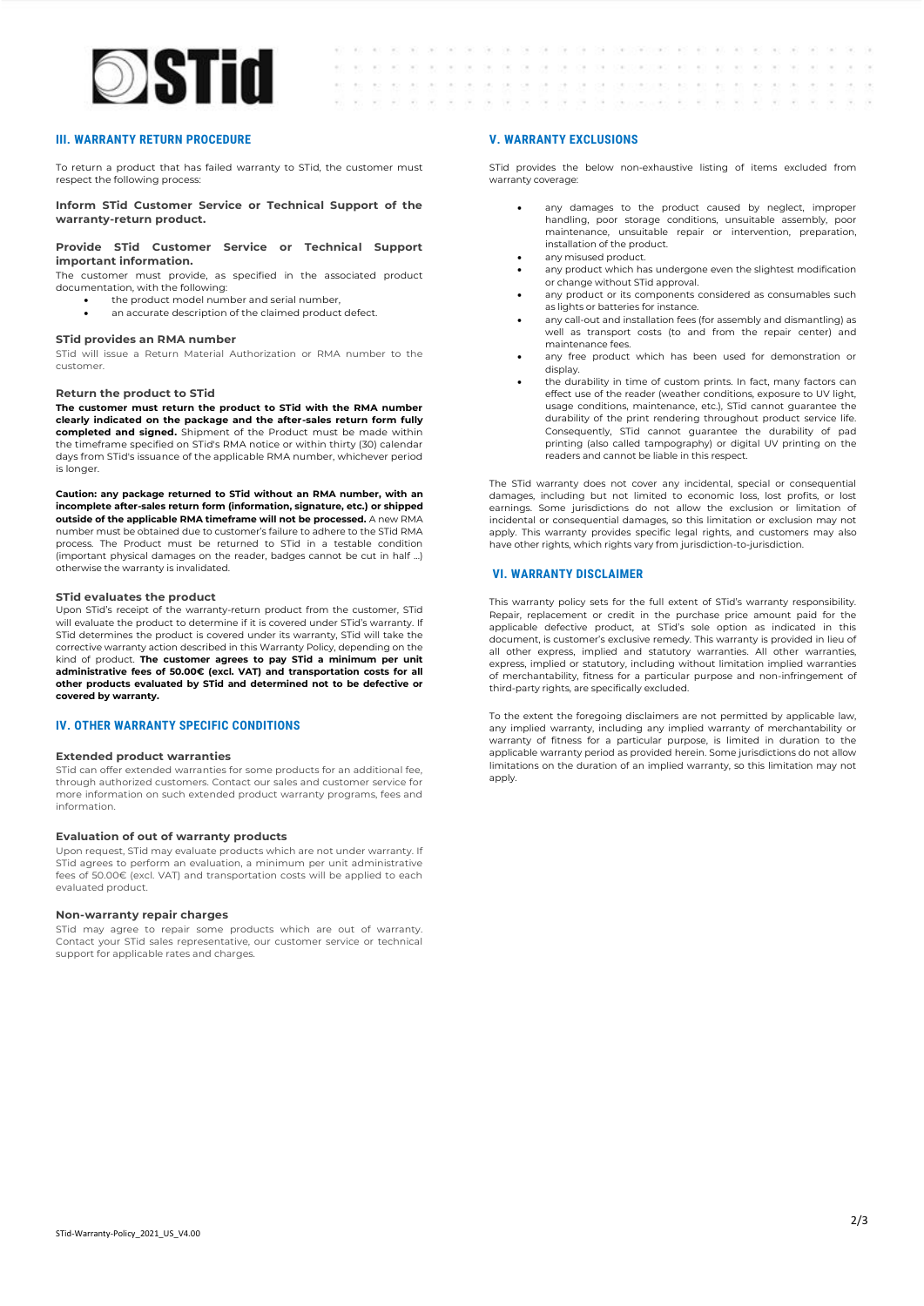## III. WARRANTY RETURN PROCEDURE

To return a product that has failed warranty to STid, the customer must respect the following process:

**Inform STid Customer Service or Technical Support of the warranty-return product.**

**Provide STid Customer Service or Technical Support important information.**

The customer must provide, as specified in the associated product documentation, with the following:

- the product model number and serial number,
- an accurate description of the claimed product defect.

### STid provides an RMA number

STid will issue a Return Material Authorization or RMA number to the customer.

### Return the product to STid

**The customer must return the product to STid with the RMA number clearly indicated on the package and the after-sales return form fully completed and signed.** Shipment of the Product must be made within the timeframe specified on STid's RMA notice or within thirty (30) calendar days from STid's issuance of the applicable RMA number, whichever period is longer.

**Caution: any package returned to STid without an RMA number, with an incomplete after-sales return form (information, signature, etc.) or shipped outside of the applicable RMA timeframe will not be processed.** A new RMA number must be obtained due to customer's failure to adhere to the STid RMA process. The Product must be returned to STid in a testable condition (important physical damages on the reader, badges cannot be cut in half ...) otherwise the warranty is invalidated.

### STid evaluates the product

Upon STid's receipt of the warranty-return product from the customer, STid will evaluate the product to determine if it is covered under STid's warranty. If STid determines the product is covered under its warranty, STid will take the corrective warranty action described in this Warranty Policy, depending on the kind of product. **The customer agrees to pay STid a minimum per unit administrative fees of 50.00€ (excl. VAT) and transportation costs for all other products evaluated by STid and determined not to be defective or covered by warranty.**

## IV. OTHER WARRANTY SPECIFIC CONDITIONS

### Extended product warranties

STid can offer extended warranties for some products for an additional fee, through authorized customers. Contact our sales and customer service for more information on such extended product warranty programs, fees and information.

### Evaluation of out of warranty products

Upon request, STid may evaluate products which are not under warranty. If STid agrees to perform an evaluation, a minimum per unit administrative fees of 50.00€ (excl. VAT) and transportation costs will be applied to each evaluated product.

### Non-warranty repair charges

STid may agree to repair some products which are out of warranty. Contact your STid sales representative, our customer service or technical support for applicable rates and charges.

## V. WARRANTY EXCLUSIONS

STid provides the below non-exhaustive listing of items excluded from warranty coverage:

- any damages to the product caused by neglect, improper handling, poor storage conditions, unsuitable assembly, poor maintenance, unsuitable repair or intervention, preparation, installation of the product.
- any misused product.
- any product which has undergone even the slightest modification or change without STid approval.
- any product or its components considered as consumables such as lights or batteries for instance.
- any call-out and installation fees (for assembly and dismantling) as well as transport costs (to and from the repair center) and maintenance fees.
- any free product which has been used for demonstration or display.
- the durability in time of custom prints. In fact, many factors can effect use of the reader (weather conditions, exposure to UV light, usage conditions, maintenance, etc.), STid cannot guarantee the durability of the print rendering throughout product service life. Consequently, STid cannot guarantee the durability of pad printing (also called tampography) or digital UV printing on the readers and cannot be liable in this respect.

The STid warranty does not cover any incidental, special or consequential damages, including but not limited to economic loss, lost profits, or lost earnings. Some jurisdictions do not allow the exclusion or limitation of incidental or consequential damages, so this limitation or exclusion may not apply. This warranty provides specific legal rights, and customers may also have other rights, which rights vary from jurisdiction-to-jurisdiction.

## VI. WARRANTY DISCLAIMER

This warranty policy sets for the full extent of STid's warranty responsibility. Repair, replacement or credit in the purchase price amount paid for the applicable defective product, at STid's sole option as indicated in this document, is customer's exclusive remedy. This warranty is provided in lieu of all other express, implied and statutory warranties. All other warranties, express, implied or statutory, including without limitation implied warranties of merchantability, fitness for a particular purpose and non-infringement of third-party rights, are specifically excluded.

To the extent the foregoing disclaimers are not permitted by applicable law, any implied warranty, including any implied warranty of merchantability or warranty of fitness for a particular purpose, is limited in duration to the applicable warranty period as provided herein. Some jurisdictions do not allow limitations on the duration of an implied warranty, so this limitation may not apply.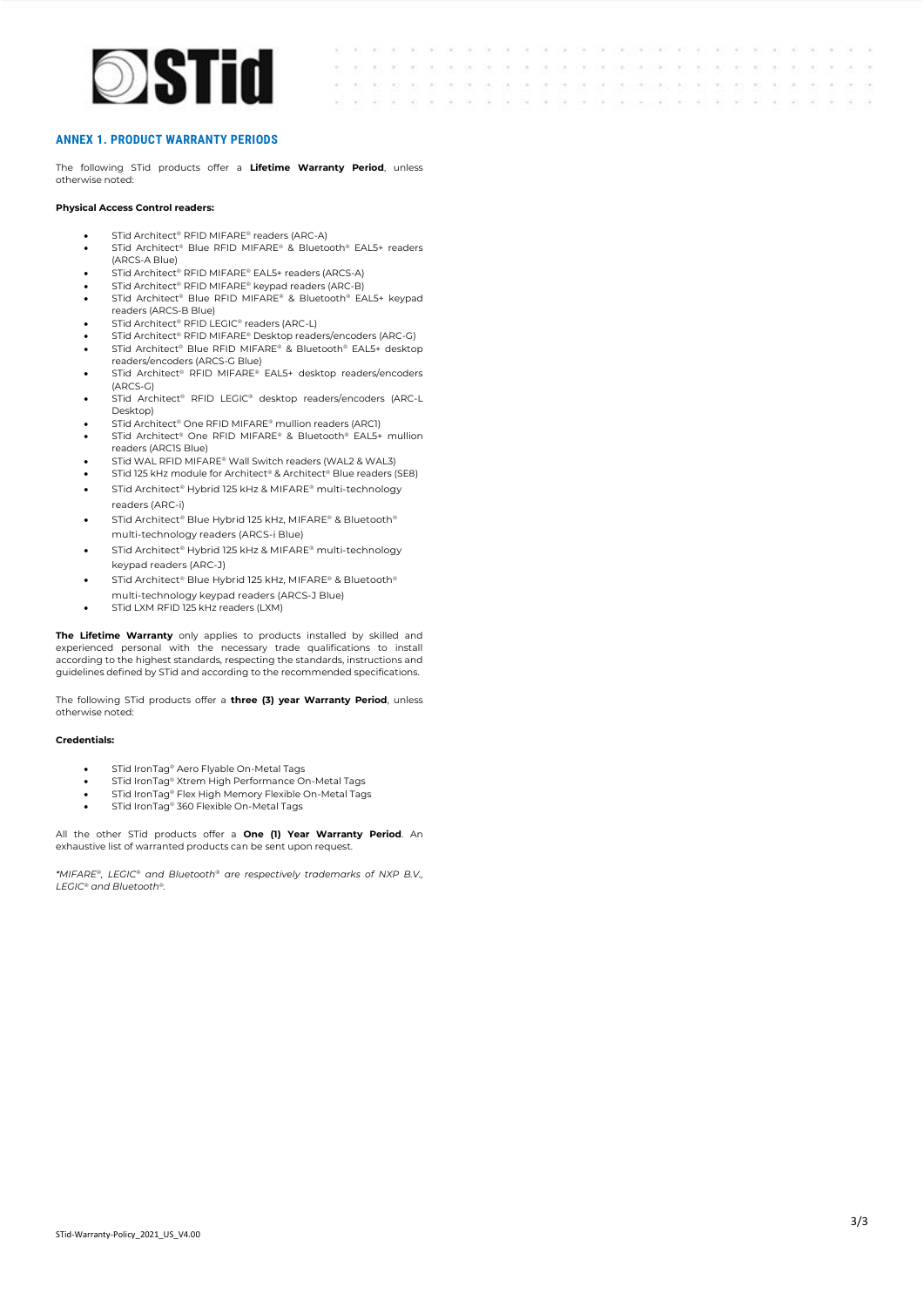## ANNEX 1. PRODUCT WARRANTY PERIODS

The following STid products offer a **Lifetime Warranty Period**, unless otherwise noted:

**Physical Access Control readers:**

- STid Architect® RFID MIFARE® readers (ARC-A)
- STid Architect® Blue RFID MIFARE® & Bluetooth® EAL5+ readers (ARCS-A Blue)
- STid Architect® RFID MIFARE® EAL5+ readers (ARCS-A)
- STid Architect® RFID MIFARE® keypad readers (ARC-B)
- STid Architect® Blue RFID MIFARE® & Bluetooth® EAL5+ keypad readers (ARCS-B Blue)
- STid Architect® RFID LEGIC® readers (ARC-L)
- STid Architect® RFID MIFARE® Desktop readers/encoders (ARC-G)
- STid Architect® Blue RFID MIFARE® & Bluetooth® EAL5+ desktop readers/encoders (ARCS-G Blue)
- STid Architect® RFID MIFARE® EAL5+ desktop readers/encoders (ARCS-G)
- STid Architect® RFID LEGIC® desktop readers/encoders (ARC-L Desktop)
- STid Architect® One RFID MIFARE® mullion readers (ARC1)
- STid Architect® One RFID MIFARE® & Bluetooth® EAL5+ mullion readers (ARC1S Blue)
- STid WAL RFID MIFARE® Wall Switch readers (WAL2 & WAL3)
- STid 125 kHz module for Architect® & Architect® Blue readers (SE8)
- STid Architect® Hybrid 125 kHz & MIFARE® multi-technology readers (ARC-i)
- STid Architect® Blue Hybrid 125 kHz, MIFARE® & Bluetooth® multi-technology readers (ARCS-i Blue)
- STid Architect® Hybrid 125 kHz & MIFARE® multi-technology keypad readers (ARC-J)
- STid Architect® Blue Hybrid 125 kHz, MIFARE® & Bluetooth® multi-technology keypad readers (ARCS-J Blue)
- STid LXM RFID 125 kHz readers (LXM)

**The Lifetime Warranty** only applies to products installed by skilled and experienced personal with the necessary trade qualifications to install according to the highest standards, respecting the standards, instructions and guidelines defined by STid and according to the recommended specifications.

The following STid products offer a **three (3) year Warranty Period**, unless otherwise noted:

**Credentials:**

- STid IronTag® Aero Flyable On-Metal Tags
- STid IronTag® Xtrem High Performance On-Metal Tags
- STid IronTag® Flex High Memory Flexible On-Metal Tags
- STid IronTag® 360 Flexible On-Metal Tags

All the other STid products offer a **One (1) Year Warranty Period**. An exhaustive list of warranted products can be sent upon request.

*\*MIFARE®, LEGIC® and Bluetooth® are respectively trademarks of NXP B.V., LEGIC® and Bluetooth®.*

STid-Warranty-Policy_2021_US_V4.00